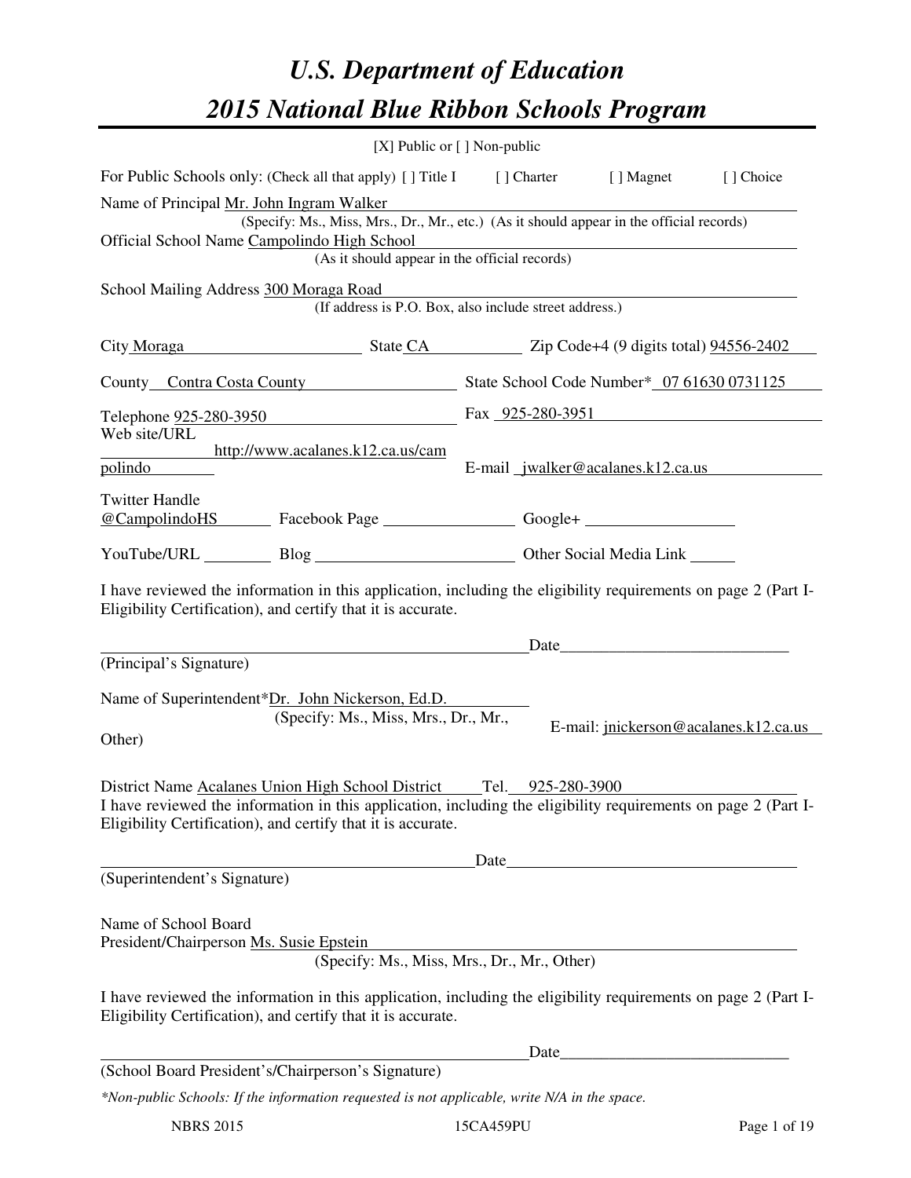# U.S. Department of Education

# 2015 National Blue Ribbon Schools Program

[X] Public or [ ] Non-public

For Public Schools only: (Check all that apply) [ ] Title I  [ ] Charter  [ ] Magnet  [ ] Choice

Name of Principal Mr. John Ingram Walker
(Specify: Ms., Miss, Mrs., Dr., Mr., etc.) (As it should appear in the official records)

Official School Name Campolindo High School
(As it should appear in the official records)

School Mailing Address 300 Moraga Road
(If address is P.O. Box, also include street address.)

City Moraga  State CA  Zip Code+4 (9 digits total) 94556-2402

County Contra Costa County  State School Code Number* 07 61630 0731125

Telephone 925-280-3950  Fax 925-280-3951

Web site/URL http://www.acalanes.k12.ca.us/campolindo  E-mail jwalker@acalanes.k12.ca.us

Twitter Handle @CampolindoHS  Facebook Page ________  Google+ ________

YouTube/URL ________  Blog ________  Other Social Media Link ______

I have reviewed the information in this application, including the eligibility requirements on page 2 (Part I-Eligibility Certification), and certify that it is accurate.

______________________________ Date ______________
(Principal's Signature)

Name of Superintendent* Dr. John Nickerson, Ed.D.
(Specify: Ms., Miss, Mrs., Dr., Mr., Other)  E-mail: jnickerson@acalanes.k12.ca.us

District Name Acalanes Union High School District  Tel. 925-280-3900

I have reviewed the information in this application, including the eligibility requirements on page 2 (Part I-Eligibility Certification), and certify that it is accurate.

______________________________ Date ______________
(Superintendent's Signature)

Name of School Board
President/Chairperson Ms. Susie Epstein
(Specify: Ms., Miss, Mrs., Dr., Mr., Other)

I have reviewed the information in this application, including the eligibility requirements on page 2 (Part I-Eligibility Certification), and certify that it is accurate.

______________________________ Date ______________
(School Board President's/Chairperson's Signature)

*Non-public Schools: If the information requested is not applicable, write N/A in the space.*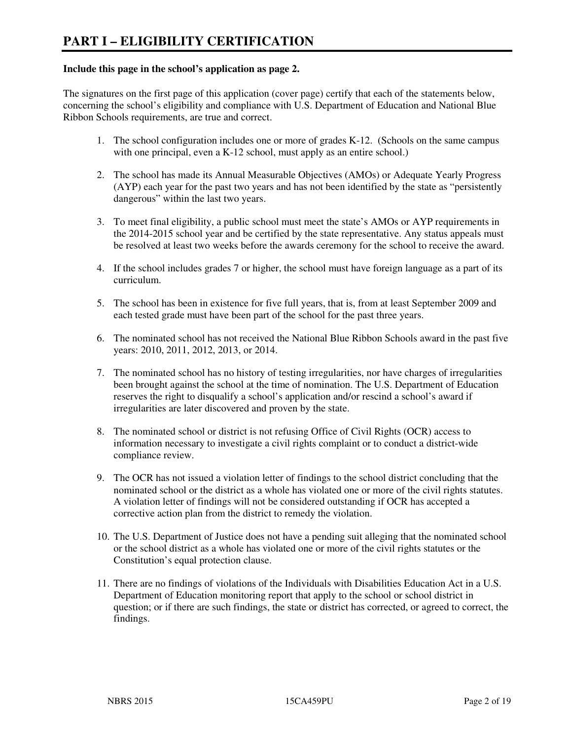# PART I – ELIGIBILITY CERTIFICATION

**Include this page in the school's application as page 2.**

The signatures on the first page of this application (cover page) certify that each of the statements below, concerning the school's eligibility and compliance with U.S. Department of Education and National Blue Ribbon Schools requirements, are true and correct.

1. The school configuration includes one or more of grades K-12. (Schools on the same campus with one principal, even a K-12 school, must apply as an entire school.)

2. The school has made its Annual Measurable Objectives (AMOs) or Adequate Yearly Progress (AYP) each year for the past two years and has not been identified by the state as "persistently dangerous" within the last two years.

3. To meet final eligibility, a public school must meet the state's AMOs or AYP requirements in the 2014-2015 school year and be certified by the state representative. Any status appeals must be resolved at least two weeks before the awards ceremony for the school to receive the award.

4. If the school includes grades 7 or higher, the school must have foreign language as a part of its curriculum.

5. The school has been in existence for five full years, that is, from at least September 2009 and each tested grade must have been part of the school for the past three years.

6. The nominated school has not received the National Blue Ribbon Schools award in the past five years: 2010, 2011, 2012, 2013, or 2014.

7. The nominated school has no history of testing irregularities, nor have charges of irregularities been brought against the school at the time of nomination. The U.S. Department of Education reserves the right to disqualify a school's application and/or rescind a school's award if irregularities are later discovered and proven by the state.

8. The nominated school or district is not refusing Office of Civil Rights (OCR) access to information necessary to investigate a civil rights complaint or to conduct a district-wide compliance review.

9. The OCR has not issued a violation letter of findings to the school district concluding that the nominated school or the district as a whole has violated one or more of the civil rights statutes. A violation letter of findings will not be considered outstanding if OCR has accepted a corrective action plan from the district to remedy the violation.

10. The U.S. Department of Justice does not have a pending suit alleging that the nominated school or the school district as a whole has violated one or more of the civil rights statutes or the Constitution's equal protection clause.

11. There are no findings of violations of the Individuals with Disabilities Education Act in a U.S. Department of Education monitoring report that apply to the school or school district in question; or if there are such findings, the state or district has corrected, or agreed to correct, the findings.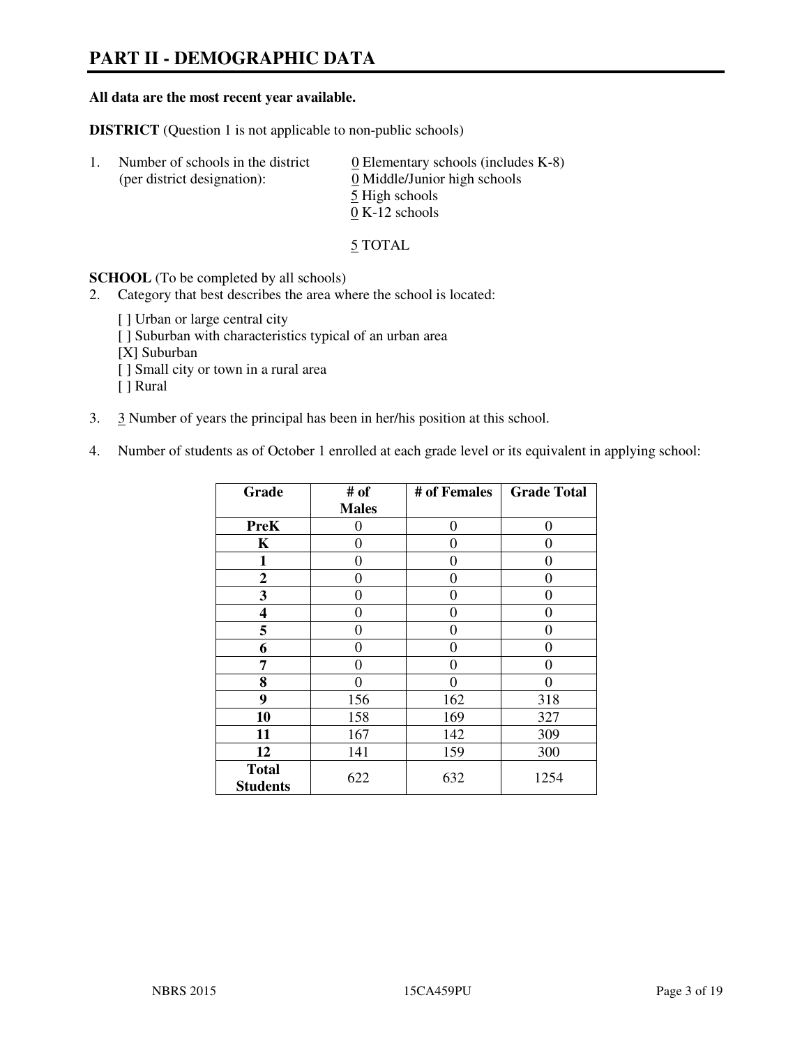# PART II - DEMOGRAPHIC DATA

**All data are the most recent year available.**

**DISTRICT** (Question 1 is not applicable to non-public schools)

1. Number of schools in the district (per district designation):
   - 0 Elementary schools (includes K-8)
   - 0 Middle/Junior high schools
   - 5 High schools
   - 0 K-12 schools

   5 TOTAL

**SCHOOL** (To be completed by all schools)

2. Category that best describes the area where the school is located:

   [ ] Urban or large central city
   [ ] Suburban with characteristics typical of an urban area
   [X] Suburban
   [ ] Small city or town in a rural area
   [ ] Rural

3. 3 Number of years the principal has been in her/his position at this school.

4. Number of students as of October 1 enrolled at each grade level or its equivalent in applying school:

| Grade | # of Males | # of Females | Grade Total |
|---|---|---|---|
| **PreK** | 0 | 0 | 0 |
| **K** | 0 | 0 | 0 |
| **1** | 0 | 0 | 0 |
| **2** | 0 | 0 | 0 |
| **3** | 0 | 0 | 0 |
| **4** | 0 | 0 | 0 |
| **5** | 0 | 0 | 0 |
| **6** | 0 | 0 | 0 |
| **7** | 0 | 0 | 0 |
| **8** | 0 | 0 | 0 |
| **9** | 156 | 162 | 318 |
| **10** | 158 | 169 | 327 |
| **11** | 167 | 142 | 309 |
| **12** | 141 | 159 | 300 |
| **Total Students** | 622 | 632 | 1254 |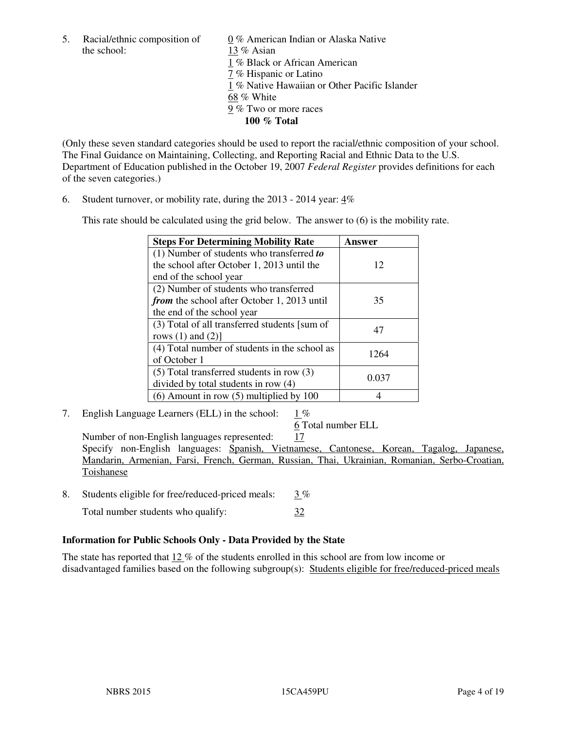5. Racial/ethnic composition of the school:

0 % American Indian or Alaska Native
13 % Asian
1 % Black or African American
7 % Hispanic or Latino
1 % Native Hawaiian or Other Pacific Islander
68 % White
9 % Two or more races
**100 % Total**

(Only these seven standard categories should be used to report the racial/ethnic composition of your school. The Final Guidance on Maintaining, Collecting, and Reporting Racial and Ethnic Data to the U.S. Department of Education published in the October 19, 2007 *Federal Register* provides definitions for each of the seven categories.)

6. Student turnover, or mobility rate, during the 2013 - 2014 year: 4%

This rate should be calculated using the grid below. The answer to (6) is the mobility rate.

| **Steps For Determining Mobility Rate** | **Answer** |
|---|---|
| (1) Number of students who transferred ***to*** the school after October 1, 2013 until the end of the school year | 12 |
| (2) Number of students who transferred ***from*** the school after October 1, 2013 until the end of the school year | 35 |
| (3) Total of all transferred students [sum of rows (1) and (2)] | 47 |
| (4) Total number of students in the school as of October 1 | 1264 |
| (5) Total transferred students in row (3) divided by total students in row (4) | 0.037 |
| (6) Amount in row (5) multiplied by 100 | 4 |

7. English Language Learners (ELL) in the school: 1 %

6 Total number ELL

Number of non-English languages represented: 17

Specify non-English languages: Spanish, Vietnamese, Cantonese, Korean, Tagalog, Japanese, Mandarin, Armenian, Farsi, French, German, Russian, Thai, Ukrainian, Romanian, Serbo-Croatian, Toishanese

8. Students eligible for free/reduced-priced meals: 3 %

Total number students who qualify: 32

**Information for Public Schools Only - Data Provided by the State**

The state has reported that 12 % of the students enrolled in this school are from low income or disadvantaged families based on the following subgroup(s): Students eligible for free/reduced-priced meals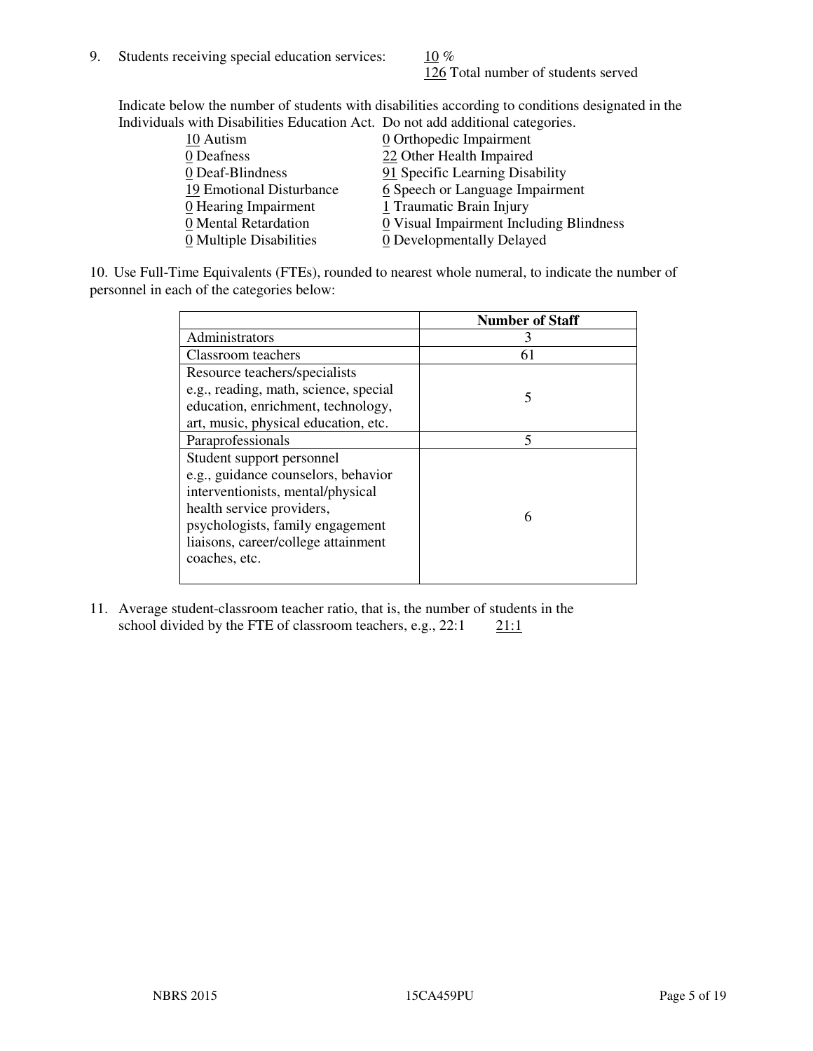9. Students receiving special education services: 10 %
   126 Total number of students served

   Indicate below the number of students with disabilities according to conditions designated in the Individuals with Disabilities Education Act. Do not add additional categories.

   | | |
   |---|---|
   | 10 Autism | 0 Orthopedic Impairment |
   | 0 Deafness | 22 Other Health Impaired |
   | 0 Deaf-Blindness | 91 Specific Learning Disability |
   | 19 Emotional Disturbance | 6 Speech or Language Impairment |
   | 0 Hearing Impairment | 1 Traumatic Brain Injury |
   | 0 Mental Retardation | 0 Visual Impairment Including Blindness |
   | 0 Multiple Disabilities | 0 Developmentally Delayed |

10. Use Full-Time Equivalents (FTEs), rounded to nearest whole numeral, to indicate the number of personnel in each of the categories below:

| | **Number of Staff** |
|---|---|
| Administrators | 3 |
| Classroom teachers | 61 |
| Resource teachers/specialists e.g., reading, math, science, special education, enrichment, technology, art, music, physical education, etc. | 5 |
| Paraprofessionals | 5 |
| Student support personnel e.g., guidance counselors, behavior interventionists, mental/physical health service providers, psychologists, family engagement liaisons, career/college attainment coaches, etc. | 6 |

11. Average student-classroom teacher ratio, that is, the number of students in the school divided by the FTE of classroom teachers, e.g., 22:1 21:1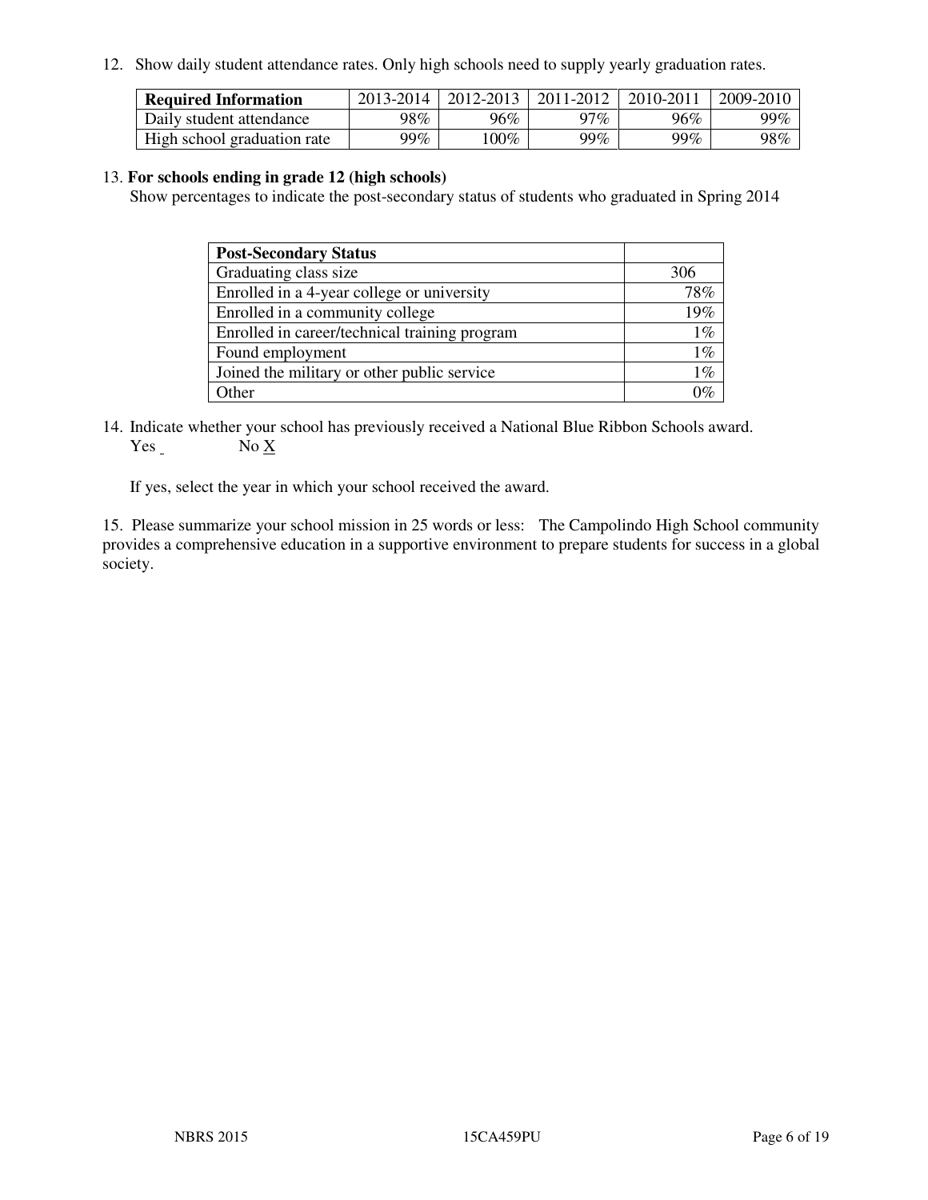12. Show daily student attendance rates. Only high schools need to supply yearly graduation rates.

| **Required Information** | 2013-2014 | 2012-2013 | 2011-2012 | 2010-2011 | 2009-2010 |
|---|---|---|---|---|---|
| Daily student attendance | 98% | 96% | 97% | 96% | 99% |
| High school graduation rate | 99% | 100% | 99% | 99% | 98% |

13. **For schools ending in grade 12 (high schools)**

Show percentages to indicate the post-secondary status of students who graduated in Spring 2014

| **Post-Secondary Status** | |
|---|---|
| Graduating class size | 306 |
| Enrolled in a 4-year college or university | 78% |
| Enrolled in a community college | 19% |
| Enrolled in career/technical training program | 1% |
| Found employment | 1% |
| Joined the military or other public service | 1% |
| Other | 0% |

14. Indicate whether your school has previously received a National Blue Ribbon Schools award.
Yes _ No X

If yes, select the year in which your school received the award.

15. Please summarize your school mission in 25 words or less: The Campolindo High School community provides a comprehensive education in a supportive environment to prepare students for success in a global society.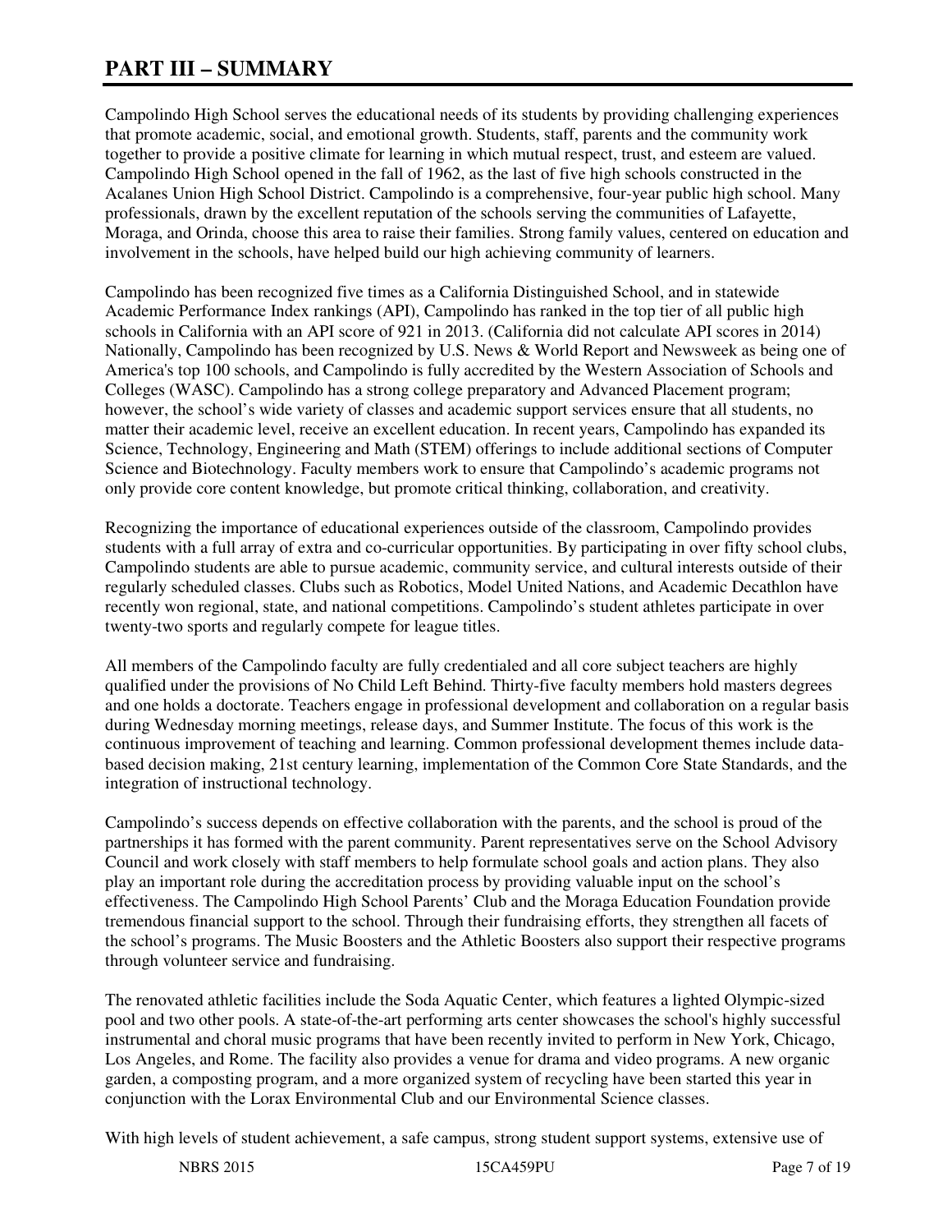# PART III – SUMMARY

Campolindo High School serves the educational needs of its students by providing challenging experiences that promote academic, social, and emotional growth. Students, staff, parents and the community work together to provide a positive climate for learning in which mutual respect, trust, and esteem are valued. Campolindo High School opened in the fall of 1962, as the last of five high schools constructed in the Acalanes Union High School District. Campolindo is a comprehensive, four-year public high school. Many professionals, drawn by the excellent reputation of the schools serving the communities of Lafayette, Moraga, and Orinda, choose this area to raise their families. Strong family values, centered on education and involvement in the schools, have helped build our high achieving community of learners.

Campolindo has been recognized five times as a California Distinguished School, and in statewide Academic Performance Index rankings (API), Campolindo has ranked in the top tier of all public high schools in California with an API score of 921 in 2013. (California did not calculate API scores in 2014) Nationally, Campolindo has been recognized by U.S. News & World Report and Newsweek as being one of America's top 100 schools, and Campolindo is fully accredited by the Western Association of Schools and Colleges (WASC). Campolindo has a strong college preparatory and Advanced Placement program; however, the school's wide variety of classes and academic support services ensure that all students, no matter their academic level, receive an excellent education. In recent years, Campolindo has expanded its Science, Technology, Engineering and Math (STEM) offerings to include additional sections of Computer Science and Biotechnology. Faculty members work to ensure that Campolindo's academic programs not only provide core content knowledge, but promote critical thinking, collaboration, and creativity.

Recognizing the importance of educational experiences outside of the classroom, Campolindo provides students with a full array of extra and co-curricular opportunities. By participating in over fifty school clubs, Campolindo students are able to pursue academic, community service, and cultural interests outside of their regularly scheduled classes. Clubs such as Robotics, Model United Nations, and Academic Decathlon have recently won regional, state, and national competitions. Campolindo's student athletes participate in over twenty-two sports and regularly compete for league titles.

All members of the Campolindo faculty are fully credentialed and all core subject teachers are highly qualified under the provisions of No Child Left Behind. Thirty-five faculty members hold masters degrees and one holds a doctorate. Teachers engage in professional development and collaboration on a regular basis during Wednesday morning meetings, release days, and Summer Institute. The focus of this work is the continuous improvement of teaching and learning. Common professional development themes include data-based decision making, 21st century learning, implementation of the Common Core State Standards, and the integration of instructional technology.

Campolindo's success depends on effective collaboration with the parents, and the school is proud of the partnerships it has formed with the parent community. Parent representatives serve on the School Advisory Council and work closely with staff members to help formulate school goals and action plans. They also play an important role during the accreditation process by providing valuable input on the school's effectiveness. The Campolindo High School Parents' Club and the Moraga Education Foundation provide tremendous financial support to the school. Through their fundraising efforts, they strengthen all facets of the school's programs. The Music Boosters and the Athletic Boosters also support their respective programs through volunteer service and fundraising.

The renovated athletic facilities include the Soda Aquatic Center, which features a lighted Olympic-sized pool and two other pools. A state-of-the-art performing arts center showcases the school's highly successful instrumental and choral music programs that have been recently invited to perform in New York, Chicago, Los Angeles, and Rome. The facility also provides a venue for drama and video programs. A new organic garden, a composting program, and a more organized system of recycling have been started this year in conjunction with the Lorax Environmental Club and our Environmental Science classes.

With high levels of student achievement, a safe campus, strong student support systems, extensive use of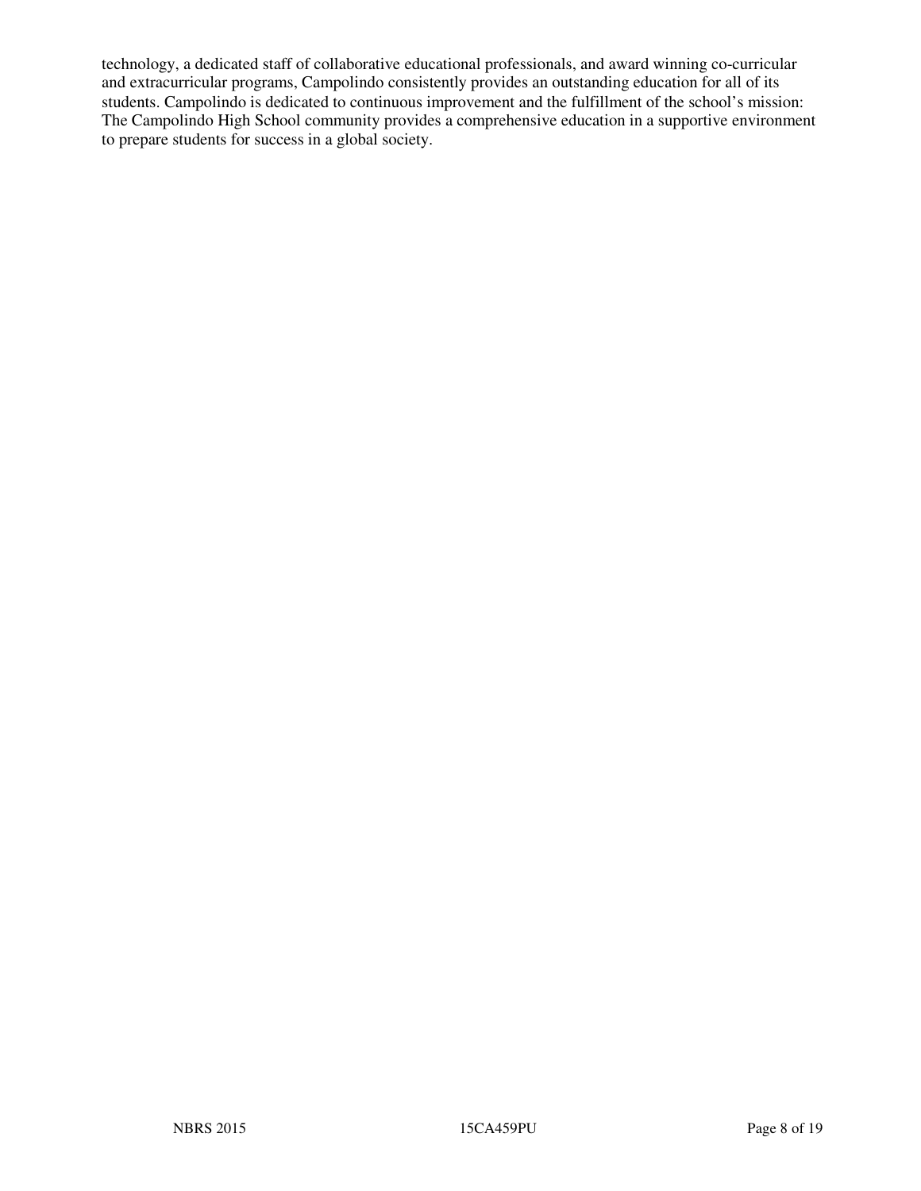technology, a dedicated staff of collaborative educational professionals, and award winning co-curricular and extracurricular programs, Campolindo consistently provides an outstanding education for all of its students. Campolindo is dedicated to continuous improvement and the fulfillment of the school's mission: The Campolindo High School community provides a comprehensive education in a supportive environment to prepare students for success in a global society.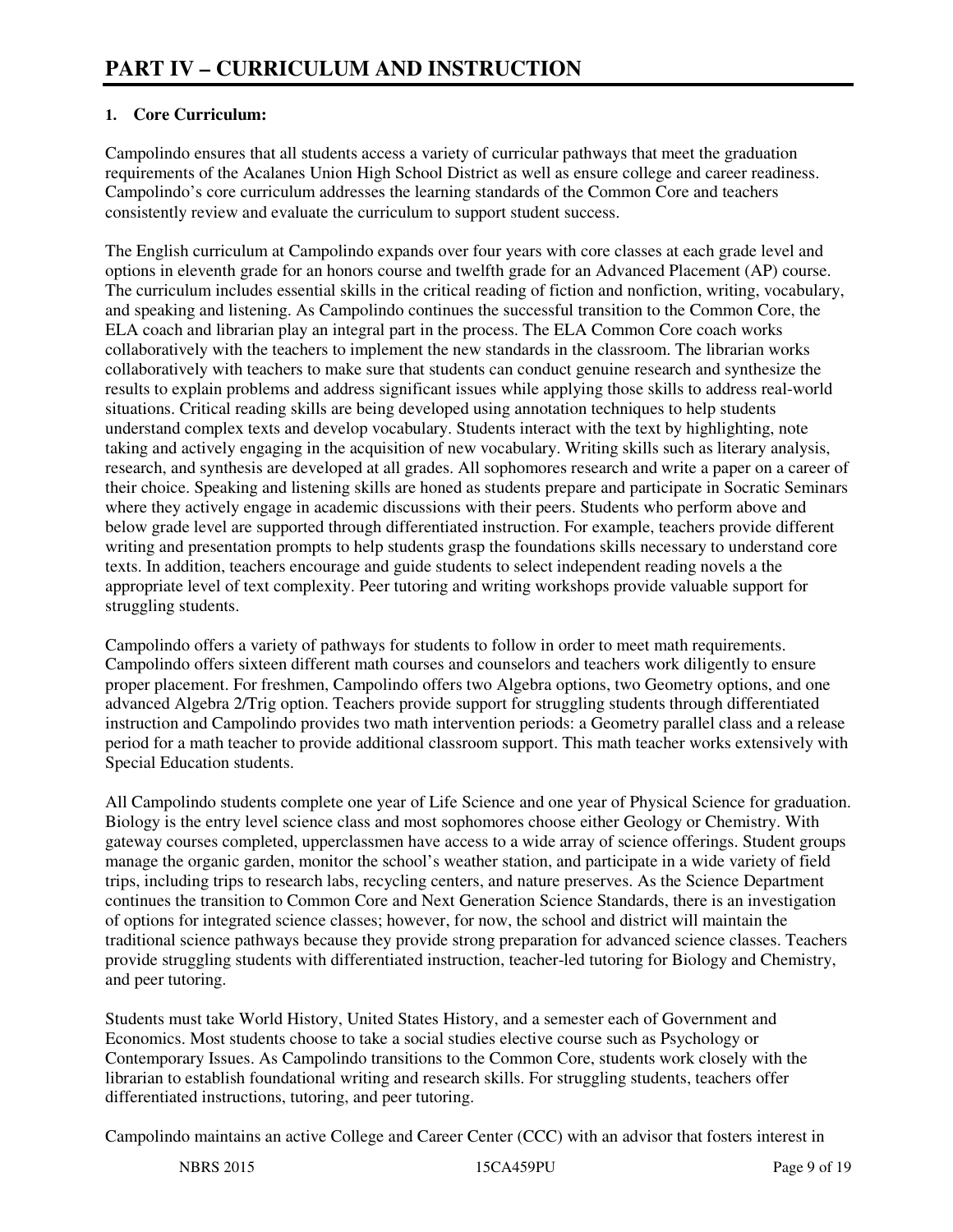# PART IV – CURRICULUM AND INSTRUCTION

**1. Core Curriculum:**

Campolindo ensures that all students access a variety of curricular pathways that meet the graduation requirements of the Acalanes Union High School District as well as ensure college and career readiness. Campolindo's core curriculum addresses the learning standards of the Common Core and teachers consistently review and evaluate the curriculum to support student success.

The English curriculum at Campolindo expands over four years with core classes at each grade level and options in eleventh grade for an honors course and twelfth grade for an Advanced Placement (AP) course. The curriculum includes essential skills in the critical reading of fiction and nonfiction, writing, vocabulary, and speaking and listening. As Campolindo continues the successful transition to the Common Core, the ELA coach and librarian play an integral part in the process. The ELA Common Core coach works collaboratively with the teachers to implement the new standards in the classroom. The librarian works collaboratively with teachers to make sure that students can conduct genuine research and synthesize the results to explain problems and address significant issues while applying those skills to address real-world situations. Critical reading skills are being developed using annotation techniques to help students understand complex texts and develop vocabulary. Students interact with the text by highlighting, note taking and actively engaging in the acquisition of new vocabulary. Writing skills such as literary analysis, research, and synthesis are developed at all grades. All sophomores research and write a paper on a career of their choice. Speaking and listening skills are honed as students prepare and participate in Socratic Seminars where they actively engage in academic discussions with their peers. Students who perform above and below grade level are supported through differentiated instruction. For example, teachers provide different writing and presentation prompts to help students grasp the foundations skills necessary to understand core texts. In addition, teachers encourage and guide students to select independent reading novels a the appropriate level of text complexity. Peer tutoring and writing workshops provide valuable support for struggling students.

Campolindo offers a variety of pathways for students to follow in order to meet math requirements. Campolindo offers sixteen different math courses and counselors and teachers work diligently to ensure proper placement. For freshmen, Campolindo offers two Algebra options, two Geometry options, and one advanced Algebra 2/Trig option. Teachers provide support for struggling students through differentiated instruction and Campolindo provides two math intervention periods: a Geometry parallel class and a release period for a math teacher to provide additional classroom support. This math teacher works extensively with Special Education students.

All Campolindo students complete one year of Life Science and one year of Physical Science for graduation. Biology is the entry level science class and most sophomores choose either Geology or Chemistry. With gateway courses completed, upperclassmen have access to a wide array of science offerings. Student groups manage the organic garden, monitor the school's weather station, and participate in a wide variety of field trips, including trips to research labs, recycling centers, and nature preserves. As the Science Department continues the transition to Common Core and Next Generation Science Standards, there is an investigation of options for integrated science classes; however, for now, the school and district will maintain the traditional science pathways because they provide strong preparation for advanced science classes. Teachers provide struggling students with differentiated instruction, teacher-led tutoring for Biology and Chemistry, and peer tutoring.

Students must take World History, United States History, and a semester each of Government and Economics. Most students choose to take a social studies elective course such as Psychology or Contemporary Issues. As Campolindo transitions to the Common Core, students work closely with the librarian to establish foundational writing and research skills. For struggling students, teachers offer differentiated instructions, tutoring, and peer tutoring.

Campolindo maintains an active College and Career Center (CCC) with an advisor that fosters interest in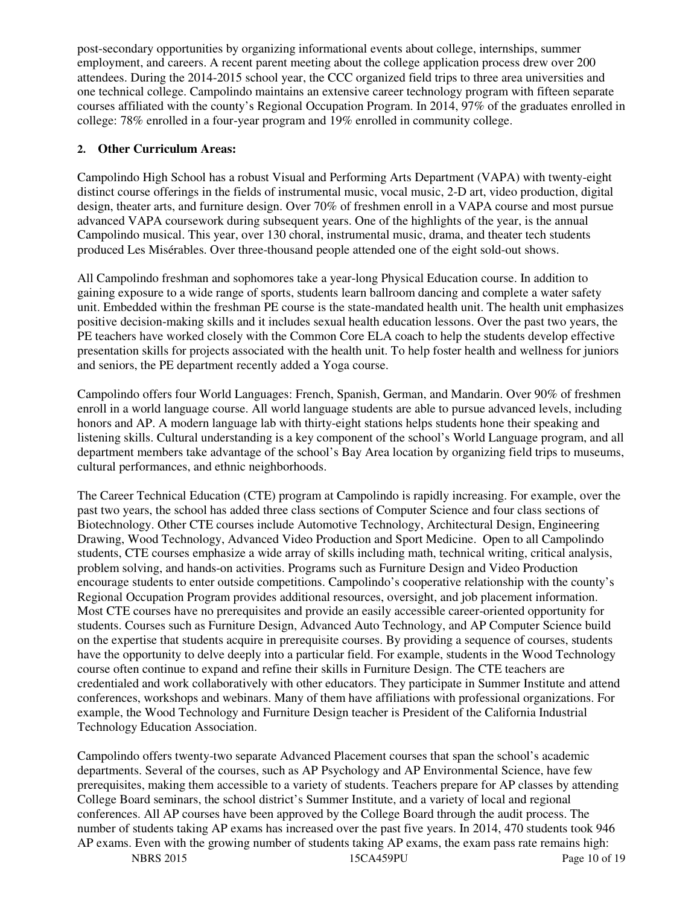post-secondary opportunities by organizing informational events about college, internships, summer employment, and careers. A recent parent meeting about the college application process drew over 200 attendees. During the 2014-2015 school year, the CCC organized field trips to three area universities and one technical college. Campolindo maintains an extensive career technology program with fifteen separate courses affiliated with the county's Regional Occupation Program. In 2014, 97% of the graduates enrolled in college: 78% enrolled in a four-year program and 19% enrolled in community college.

**2. Other Curriculum Areas:**

Campolindo High School has a robust Visual and Performing Arts Department (VAPA) with twenty-eight distinct course offerings in the fields of instrumental music, vocal music, 2-D art, video production, digital design, theater arts, and furniture design. Over 70% of freshmen enroll in a VAPA course and most pursue advanced VAPA coursework during subsequent years. One of the highlights of the year, is the annual Campolindo musical. This year, over 130 choral, instrumental music, drama, and theater tech students produced Les Misérables. Over three-thousand people attended one of the eight sold-out shows.

All Campolindo freshman and sophomores take a year-long Physical Education course. In addition to gaining exposure to a wide range of sports, students learn ballroom dancing and complete a water safety unit. Embedded within the freshman PE course is the state-mandated health unit. The health unit emphasizes positive decision-making skills and it includes sexual health education lessons. Over the past two years, the PE teachers have worked closely with the Common Core ELA coach to help the students develop effective presentation skills for projects associated with the health unit. To help foster health and wellness for juniors and seniors, the PE department recently added a Yoga course.

Campolindo offers four World Languages: French, Spanish, German, and Mandarin. Over 90% of freshmen enroll in a world language course. All world language students are able to pursue advanced levels, including honors and AP. A modern language lab with thirty-eight stations helps students hone their speaking and listening skills. Cultural understanding is a key component of the school's World Language program, and all department members take advantage of the school's Bay Area location by organizing field trips to museums, cultural performances, and ethnic neighborhoods.

The Career Technical Education (CTE) program at Campolindo is rapidly increasing. For example, over the past two years, the school has added three class sections of Computer Science and four class sections of Biotechnology. Other CTE courses include Automotive Technology, Architectural Design, Engineering Drawing, Wood Technology, Advanced Video Production and Sport Medicine. Open to all Campolindo students, CTE courses emphasize a wide array of skills including math, technical writing, critical analysis, problem solving, and hands-on activities. Programs such as Furniture Design and Video Production encourage students to enter outside competitions. Campolindo's cooperative relationship with the county's Regional Occupation Program provides additional resources, oversight, and job placement information. Most CTE courses have no prerequisites and provide an easily accessible career-oriented opportunity for students. Courses such as Furniture Design, Advanced Auto Technology, and AP Computer Science build on the expertise that students acquire in prerequisite courses. By providing a sequence of courses, students have the opportunity to delve deeply into a particular field. For example, students in the Wood Technology course often continue to expand and refine their skills in Furniture Design. The CTE teachers are credentialed and work collaboratively with other educators. They participate in Summer Institute and attend conferences, workshops and webinars. Many of them have affiliations with professional organizations. For example, the Wood Technology and Furniture Design teacher is President of the California Industrial Technology Education Association.

Campolindo offers twenty-two separate Advanced Placement courses that span the school's academic departments. Several of the courses, such as AP Psychology and AP Environmental Science, have few prerequisites, making them accessible to a variety of students. Teachers prepare for AP classes by attending College Board seminars, the school district's Summer Institute, and a variety of local and regional conferences. All AP courses have been approved by the College Board through the audit process. The number of students taking AP exams has increased over the past five years. In 2014, 470 students took 946 AP exams. Even with the growing number of students taking AP exams, the exam pass rate remains high: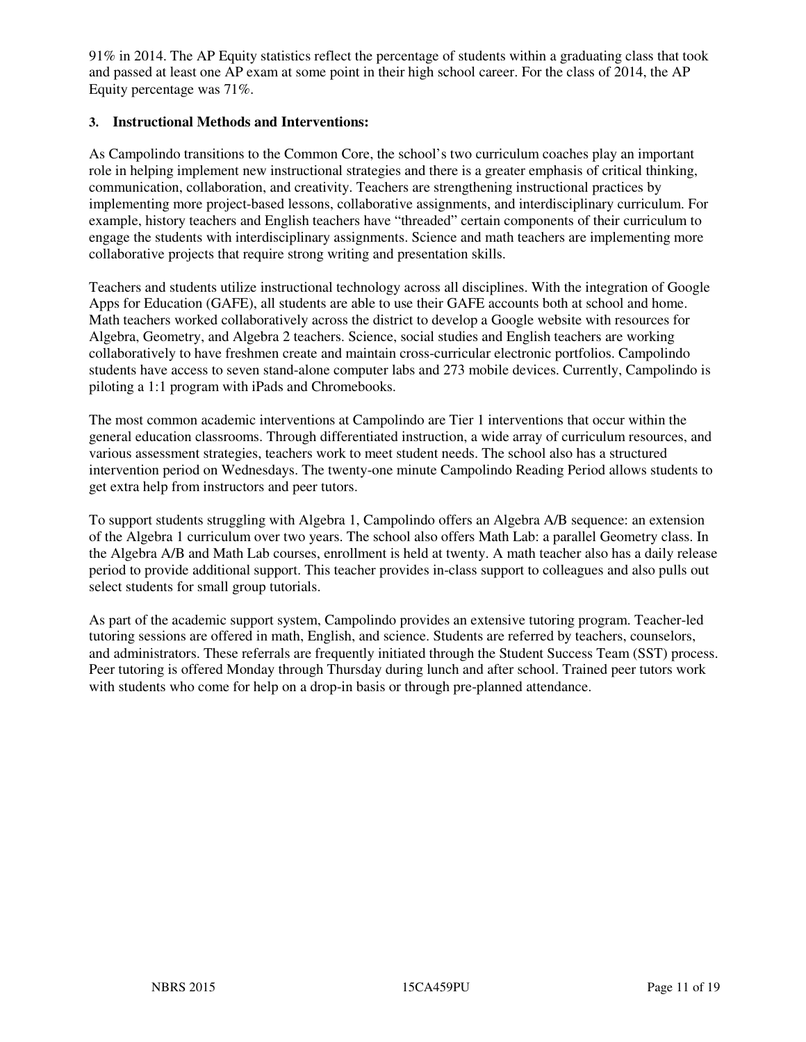91% in 2014. The AP Equity statistics reflect the percentage of students within a graduating class that took and passed at least one AP exam at some point in their high school career. For the class of 2014, the AP Equity percentage was 71%.

### 3. Instructional Methods and Interventions:

As Campolindo transitions to the Common Core, the school's two curriculum coaches play an important role in helping implement new instructional strategies and there is a greater emphasis of critical thinking, communication, collaboration, and creativity. Teachers are strengthening instructional practices by implementing more project-based lessons, collaborative assignments, and interdisciplinary curriculum. For example, history teachers and English teachers have "threaded" certain components of their curriculum to engage the students with interdisciplinary assignments. Science and math teachers are implementing more collaborative projects that require strong writing and presentation skills.

Teachers and students utilize instructional technology across all disciplines. With the integration of Google Apps for Education (GAFE), all students are able to use their GAFE accounts both at school and home. Math teachers worked collaboratively across the district to develop a Google website with resources for Algebra, Geometry, and Algebra 2 teachers. Science, social studies and English teachers are working collaboratively to have freshmen create and maintain cross-curricular electronic portfolios. Campolindo students have access to seven stand-alone computer labs and 273 mobile devices. Currently, Campolindo is piloting a 1:1 program with iPads and Chromebooks.

The most common academic interventions at Campolindo are Tier 1 interventions that occur within the general education classrooms. Through differentiated instruction, a wide array of curriculum resources, and various assessment strategies, teachers work to meet student needs. The school also has a structured intervention period on Wednesdays. The twenty-one minute Campolindo Reading Period allows students to get extra help from instructors and peer tutors.

To support students struggling with Algebra 1, Campolindo offers an Algebra A/B sequence: an extension of the Algebra 1 curriculum over two years. The school also offers Math Lab: a parallel Geometry class. In the Algebra A/B and Math Lab courses, enrollment is held at twenty. A math teacher also has a daily release period to provide additional support. This teacher provides in-class support to colleagues and also pulls out select students for small group tutorials.

As part of the academic support system, Campolindo provides an extensive tutoring program. Teacher-led tutoring sessions are offered in math, English, and science. Students are referred by teachers, counselors, and administrators. These referrals are frequently initiated through the Student Success Team (SST) process. Peer tutoring is offered Monday through Thursday during lunch and after school. Trained peer tutors work with students who come for help on a drop-in basis or through pre-planned attendance.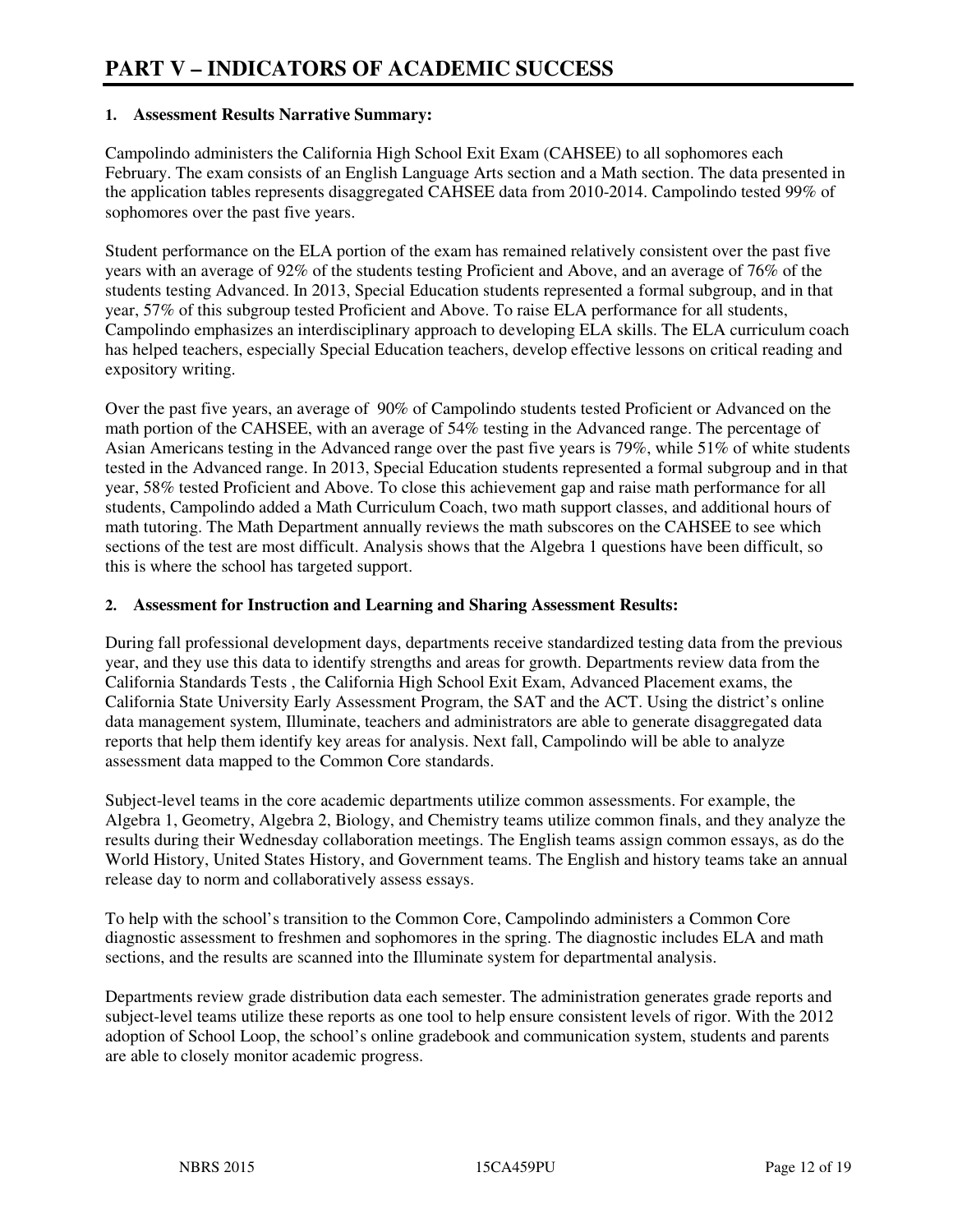# PART V – INDICATORS OF ACADEMIC SUCCESS

## 1. Assessment Results Narrative Summary:

Campolindo administers the California High School Exit Exam (CAHSEE) to all sophomores each February. The exam consists of an English Language Arts section and a Math section. The data presented in the application tables represents disaggregated CAHSEE data from 2010-2014. Campolindo tested 99% of sophomores over the past five years.

Student performance on the ELA portion of the exam has remained relatively consistent over the past five years with an average of 92% of the students testing Proficient and Above, and an average of 76% of the students testing Advanced. In 2013, Special Education students represented a formal subgroup, and in that year, 57% of this subgroup tested Proficient and Above. To raise ELA performance for all students, Campolindo emphasizes an interdisciplinary approach to developing ELA skills. The ELA curriculum coach has helped teachers, especially Special Education teachers, develop effective lessons on critical reading and expository writing.

Over the past five years, an average of 90% of Campolindo students tested Proficient or Advanced on the math portion of the CAHSEE, with an average of 54% testing in the Advanced range. The percentage of Asian Americans testing in the Advanced range over the past five years is 79%, while 51% of white students tested in the Advanced range. In 2013, Special Education students represented a formal subgroup and in that year, 58% tested Proficient and Above. To close this achievement gap and raise math performance for all students, Campolindo added a Math Curriculum Coach, two math support classes, and additional hours of math tutoring. The Math Department annually reviews the math subscores on the CAHSEE to see which sections of the test are most difficult. Analysis shows that the Algebra 1 questions have been difficult, so this is where the school has targeted support.

## 2. Assessment for Instruction and Learning and Sharing Assessment Results:

During fall professional development days, departments receive standardized testing data from the previous year, and they use this data to identify strengths and areas for growth. Departments review data from the California Standards Tests , the California High School Exit Exam, Advanced Placement exams, the California State University Early Assessment Program, the SAT and the ACT. Using the district's online data management system, Illuminate, teachers and administrators are able to generate disaggregated data reports that help them identify key areas for analysis. Next fall, Campolindo will be able to analyze assessment data mapped to the Common Core standards.

Subject-level teams in the core academic departments utilize common assessments. For example, the Algebra 1, Geometry, Algebra 2, Biology, and Chemistry teams utilize common finals, and they analyze the results during their Wednesday collaboration meetings. The English teams assign common essays, as do the World History, United States History, and Government teams. The English and history teams take an annual release day to norm and collaboratively assess essays.

To help with the school's transition to the Common Core, Campolindo administers a Common Core diagnostic assessment to freshmen and sophomores in the spring. The diagnostic includes ELA and math sections, and the results are scanned into the Illuminate system for departmental analysis.

Departments review grade distribution data each semester. The administration generates grade reports and subject-level teams utilize these reports as one tool to help ensure consistent levels of rigor. With the 2012 adoption of School Loop, the school's online gradebook and communication system, students and parents are able to closely monitor academic progress.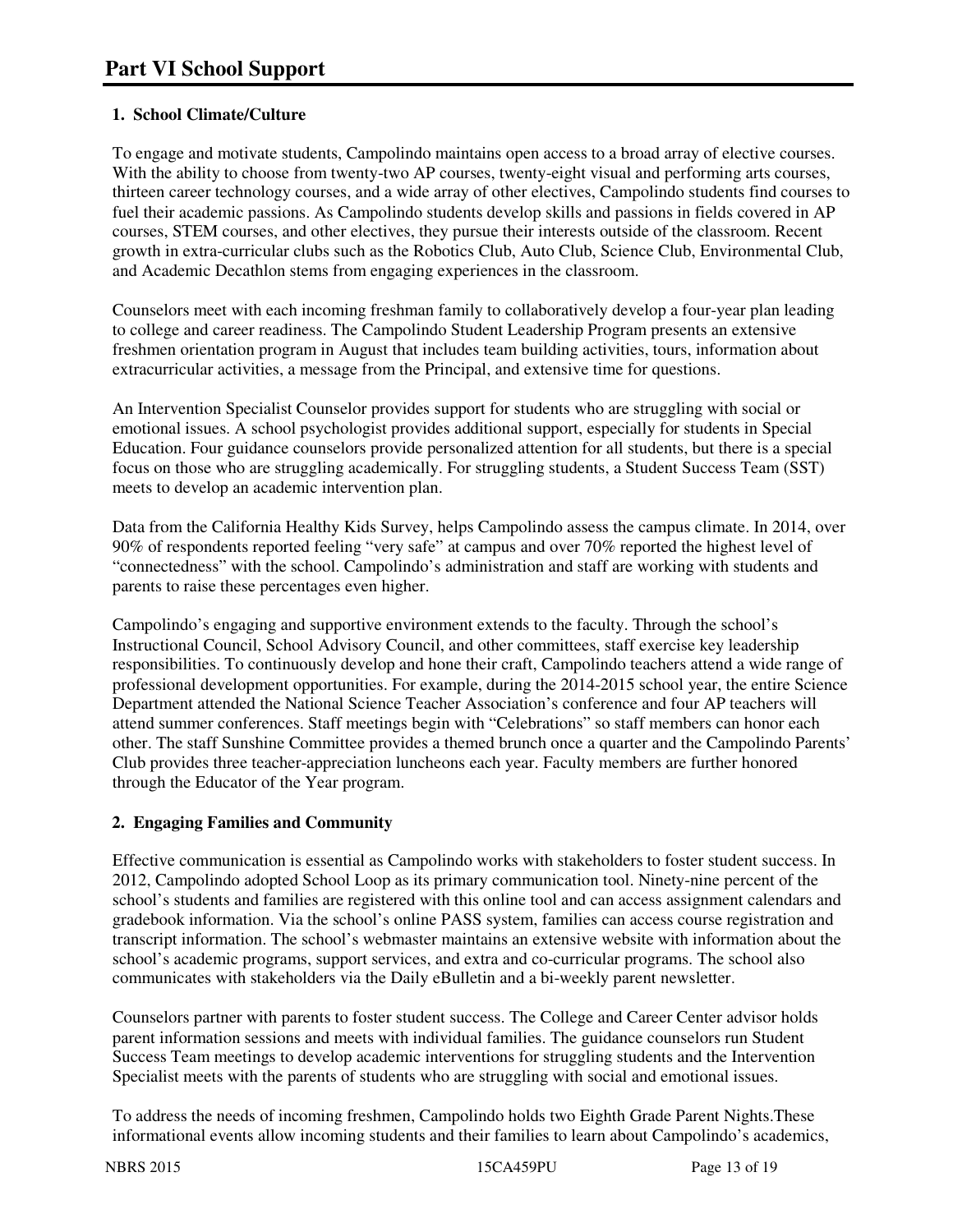# Part VI School Support

**1. School Climate/Culture**

To engage and motivate students, Campolindo maintains open access to a broad array of elective courses. With the ability to choose from twenty-two AP courses, twenty-eight visual and performing arts courses, thirteen career technology courses, and a wide array of other electives, Campolindo students find courses to fuel their academic passions. As Campolindo students develop skills and passions in fields covered in AP courses, STEM courses, and other electives, they pursue their interests outside of the classroom. Recent growth in extra-curricular clubs such as the Robotics Club, Auto Club, Science Club, Environmental Club, and Academic Decathlon stems from engaging experiences in the classroom.

Counselors meet with each incoming freshman family to collaboratively develop a four-year plan leading to college and career readiness. The Campolindo Student Leadership Program presents an extensive freshmen orientation program in August that includes team building activities, tours, information about extracurricular activities, a message from the Principal, and extensive time for questions.

An Intervention Specialist Counselor provides support for students who are struggling with social or emotional issues. A school psychologist provides additional support, especially for students in Special Education. Four guidance counselors provide personalized attention for all students, but there is a special focus on those who are struggling academically. For struggling students, a Student Success Team (SST) meets to develop an academic intervention plan.

Data from the California Healthy Kids Survey, helps Campolindo assess the campus climate. In 2014, over 90% of respondents reported feeling "very safe" at campus and over 70% reported the highest level of "connectedness" with the school. Campolindo's administration and staff are working with students and parents to raise these percentages even higher.

Campolindo's engaging and supportive environment extends to the faculty. Through the school's Instructional Council, School Advisory Council, and other committees, staff exercise key leadership responsibilities. To continuously develop and hone their craft, Campolindo teachers attend a wide range of professional development opportunities. For example, during the 2014-2015 school year, the entire Science Department attended the National Science Teacher Association's conference and four AP teachers will attend summer conferences. Staff meetings begin with "Celebrations" so staff members can honor each other. The staff Sunshine Committee provides a themed brunch once a quarter and the Campolindo Parents' Club provides three teacher-appreciation luncheons each year. Faculty members are further honored through the Educator of the Year program.

**2. Engaging Families and Community**

Effective communication is essential as Campolindo works with stakeholders to foster student success. In 2012, Campolindo adopted School Loop as its primary communication tool. Ninety-nine percent of the school's students and families are registered with this online tool and can access assignment calendars and gradebook information. Via the school's online PASS system, families can access course registration and transcript information. The school's webmaster maintains an extensive website with information about the school's academic programs, support services, and extra and co-curricular programs. The school also communicates with stakeholders via the Daily eBulletin and a bi-weekly parent newsletter.

Counselors partner with parents to foster student success. The College and Career Center advisor holds parent information sessions and meets with individual families. The guidance counselors run Student Success Team meetings to develop academic interventions for struggling students and the Intervention Specialist meets with the parents of students who are struggling with social and emotional issues.

To address the needs of incoming freshmen, Campolindo holds two Eighth Grade Parent Nights.These informational events allow incoming students and their families to learn about Campolindo's academics,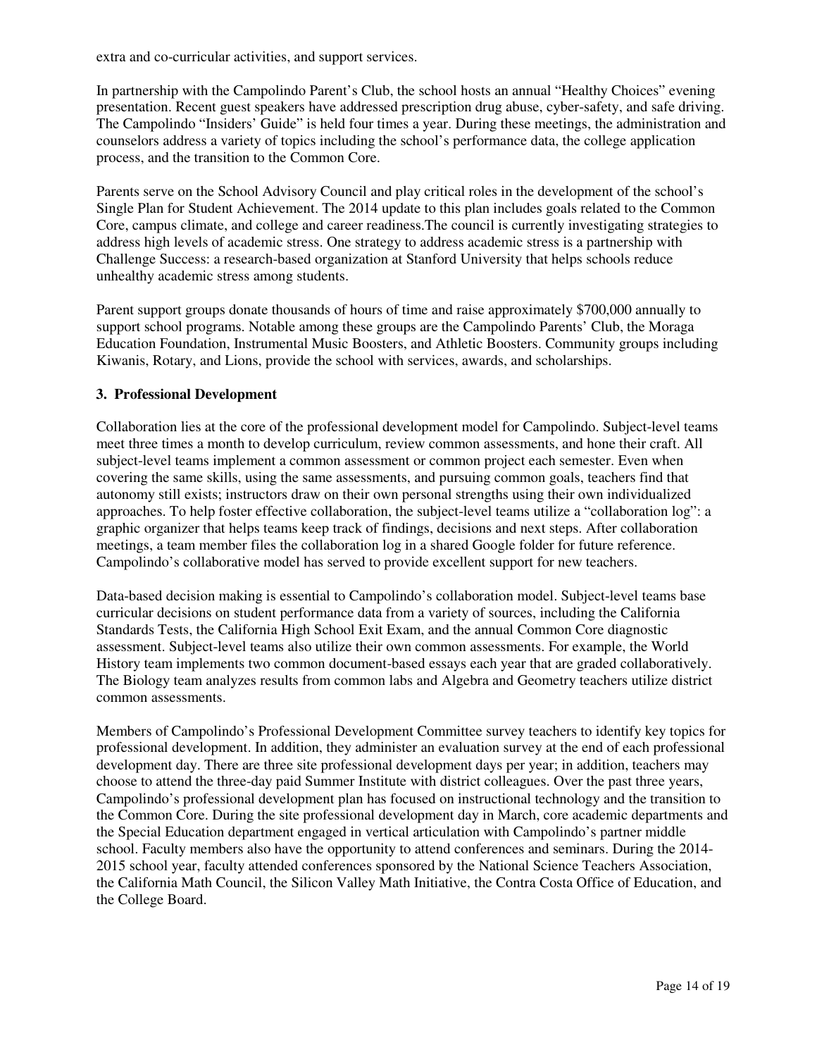extra and co-curricular activities, and support services.

In partnership with the Campolindo Parent's Club, the school hosts an annual "Healthy Choices" evening presentation. Recent guest speakers have addressed prescription drug abuse, cyber-safety, and safe driving. The Campolindo "Insiders' Guide" is held four times a year. During these meetings, the administration and counselors address a variety of topics including the school's performance data, the college application process, and the transition to the Common Core.

Parents serve on the School Advisory Council and play critical roles in the development of the school's Single Plan for Student Achievement. The 2014 update to this plan includes goals related to the Common Core, campus climate, and college and career readiness.The council is currently investigating strategies to address high levels of academic stress. One strategy to address academic stress is a partnership with Challenge Success: a research-based organization at Stanford University that helps schools reduce unhealthy academic stress among students.

Parent support groups donate thousands of hours of time and raise approximately $700,000 annually to support school programs. Notable among these groups are the Campolindo Parents' Club, the Moraga Education Foundation, Instrumental Music Boosters, and Athletic Boosters. Community groups including Kiwanis, Rotary, and Lions, provide the school with services, awards, and scholarships.

**3. Professional Development**

Collaboration lies at the core of the professional development model for Campolindo. Subject-level teams meet three times a month to develop curriculum, review common assessments, and hone their craft. All subject-level teams implement a common assessment or common project each semester. Even when covering the same skills, using the same assessments, and pursuing common goals, teachers find that autonomy still exists; instructors draw on their own personal strengths using their own individualized approaches. To help foster effective collaboration, the subject-level teams utilize a "collaboration log": a graphic organizer that helps teams keep track of findings, decisions and next steps. After collaboration meetings, a team member files the collaboration log in a shared Google folder for future reference. Campolindo's collaborative model has served to provide excellent support for new teachers.

Data-based decision making is essential to Campolindo's collaboration model. Subject-level teams base curricular decisions on student performance data from a variety of sources, including the California Standards Tests, the California High School Exit Exam, and the annual Common Core diagnostic assessment. Subject-level teams also utilize their own common assessments. For example, the World History team implements two common document-based essays each year that are graded collaboratively. The Biology team analyzes results from common labs and Algebra and Geometry teachers utilize district common assessments.

Members of Campolindo's Professional Development Committee survey teachers to identify key topics for professional development. In addition, they administer an evaluation survey at the end of each professional development day. There are three site professional development days per year; in addition, teachers may choose to attend the three-day paid Summer Institute with district colleagues. Over the past three years, Campolindo's professional development plan has focused on instructional technology and the transition to the Common Core. During the site professional development day in March, core academic departments and the Special Education department engaged in vertical articulation with Campolindo's partner middle school. Faculty members also have the opportunity to attend conferences and seminars. During the 2014-2015 school year, faculty attended conferences sponsored by the National Science Teachers Association, the California Math Council, the Silicon Valley Math Initiative, the Contra Costa Office of Education, and the College Board.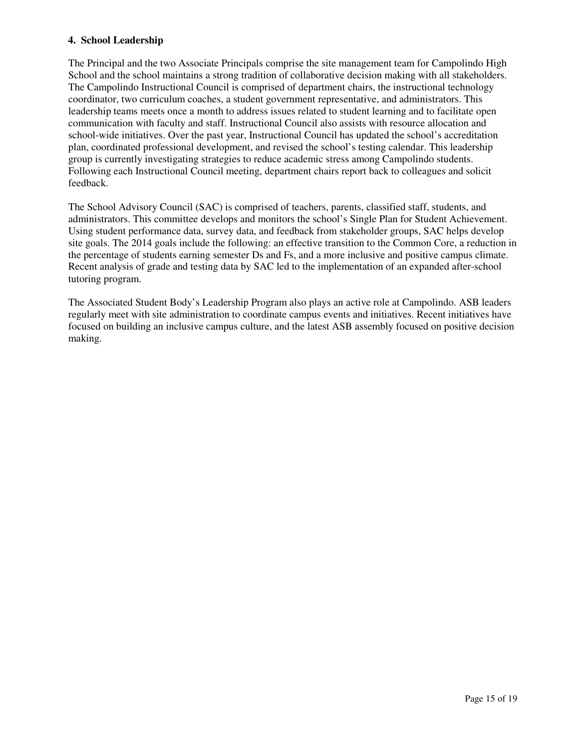**4. School Leadership**

The Principal and the two Associate Principals comprise the site management team for Campolindo High School and the school maintains a strong tradition of collaborative decision making with all stakeholders. The Campolindo Instructional Council is comprised of department chairs, the instructional technology coordinator, two curriculum coaches, a student government representative, and administrators. This leadership teams meets once a month to address issues related to student learning and to facilitate open communication with faculty and staff. Instructional Council also assists with resource allocation and school-wide initiatives. Over the past year, Instructional Council has updated the school's accreditation plan, coordinated professional development, and revised the school's testing calendar. This leadership group is currently investigating strategies to reduce academic stress among Campolindo students. Following each Instructional Council meeting, department chairs report back to colleagues and solicit feedback.

The School Advisory Council (SAC) is comprised of teachers, parents, classified staff, students, and administrators. This committee develops and monitors the school's Single Plan for Student Achievement. Using student performance data, survey data, and feedback from stakeholder groups, SAC helps develop site goals. The 2014 goals include the following: an effective transition to the Common Core, a reduction in the percentage of students earning semester Ds and Fs, and a more inclusive and positive campus climate. Recent analysis of grade and testing data by SAC led to the implementation of an expanded after-school tutoring program.

The Associated Student Body's Leadership Program also plays an active role at Campolindo. ASB leaders regularly meet with site administration to coordinate campus events and initiatives. Recent initiatives have focused on building an inclusive campus culture, and the latest ASB assembly focused on positive decision making.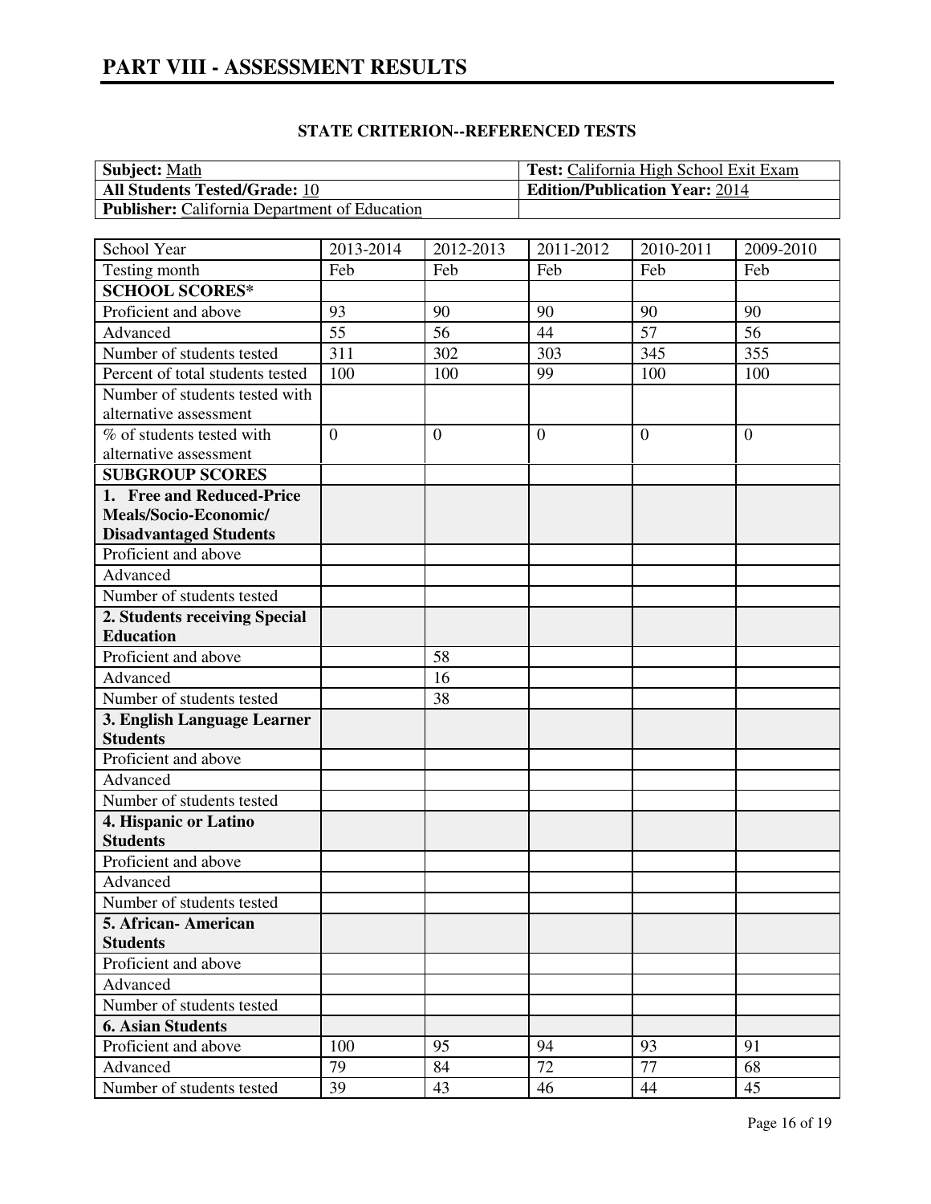# PART VIII - ASSESSMENT RESULTS

## STATE CRITERION--REFERENCED TESTS

| **Subject:** Math | **Test:** California High School Exit Exam |
|---|---|
| **All Students Tested/Grade:** 10 | **Edition/Publication Year:** 2014 |
| **Publisher:** California Department of Education | |

| School Year | 2013-2014 | 2012-2013 | 2011-2012 | 2010-2011 | 2009-2010 |
|---|---|---|---|---|---|
| Testing month | Feb | Feb | Feb | Feb | Feb |
| **SCHOOL SCORES*** | | | | | |
| Proficient and above | 93 | 90 | 90 | 90 | 90 |
| Advanced | 55 | 56 | 44 | 57 | 56 |
| Number of students tested | 311 | 302 | 303 | 345 | 355 |
| Percent of total students tested | 100 | 100 | 99 | 100 | 100 |
| Number of students tested with alternative assessment | | | | | |
| % of students tested with alternative assessment | 0 | 0 | 0 | 0 | 0 |
| **SUBGROUP SCORES** | | | | | |
| **1. Free and Reduced-Price Meals/Socio-Economic/ Disadvantaged Students** | | | | | |
| Proficient and above | | | | | |
| Advanced | | | | | |
| Number of students tested | | | | | |
| **2. Students receiving Special Education** | | | | | |
| Proficient and above | | 58 | | | |
| Advanced | | 16 | | | |
| Number of students tested | | 38 | | | |
| **3. English Language Learner Students** | | | | | |
| Proficient and above | | | | | |
| Advanced | | | | | |
| Number of students tested | | | | | |
| **4. Hispanic or Latino Students** | | | | | |
| Proficient and above | | | | | |
| Advanced | | | | | |
| Number of students tested | | | | | |
| **5. African- American Students** | | | | | |
| Proficient and above | | | | | |
| Advanced | | | | | |
| Number of students tested | | | | | |
| **6. Asian Students** | | | | | |
| Proficient and above | 100 | 95 | 94 | 93 | 91 |
| Advanced | 79 | 84 | 72 | 77 | 68 |
| Number of students tested | 39 | 43 | 46 | 44 | 45 |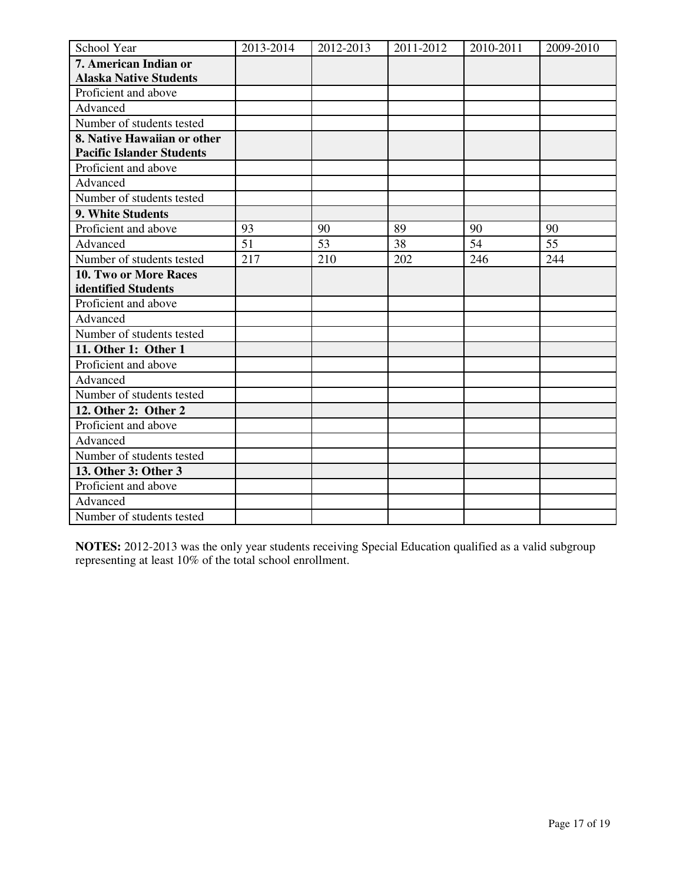| School Year | 2013-2014 | 2012-2013 | 2011-2012 | 2010-2011 | 2009-2010 |
|---|---|---|---|---|---|
| **7. American Indian or Alaska Native Students** | | | | | |
| Proficient and above | | | | | |
| Advanced | | | | | |
| Number of students tested | | | | | |
| **8. Native Hawaiian or other Pacific Islander Students** | | | | | |
| Proficient and above | | | | | |
| Advanced | | | | | |
| Number of students tested | | | | | |
| **9. White Students** | | | | | |
| Proficient and above | 93 | 90 | 89 | 90 | 90 |
| Advanced | 51 | 53 | 38 | 54 | 55 |
| Number of students tested | 217 | 210 | 202 | 246 | 244 |
| **10. Two or More Races identified Students** | | | | | |
| Proficient and above | | | | | |
| Advanced | | | | | |
| Number of students tested | | | | | |
| **11. Other 1: Other 1** | | | | | |
| Proficient and above | | | | | |
| Advanced | | | | | |
| Number of students tested | | | | | |
| **12. Other 2: Other 2** | | | | | |
| Proficient and above | | | | | |
| Advanced | | | | | |
| Number of students tested | | | | | |
| **13. Other 3: Other 3** | | | | | |
| Proficient and above | | | | | |
| Advanced | | | | | |
| Number of students tested | | | | | |

**NOTES:** 2012-2013 was the only year students receiving Special Education qualified as a valid subgroup representing at least 10% of the total school enrollment.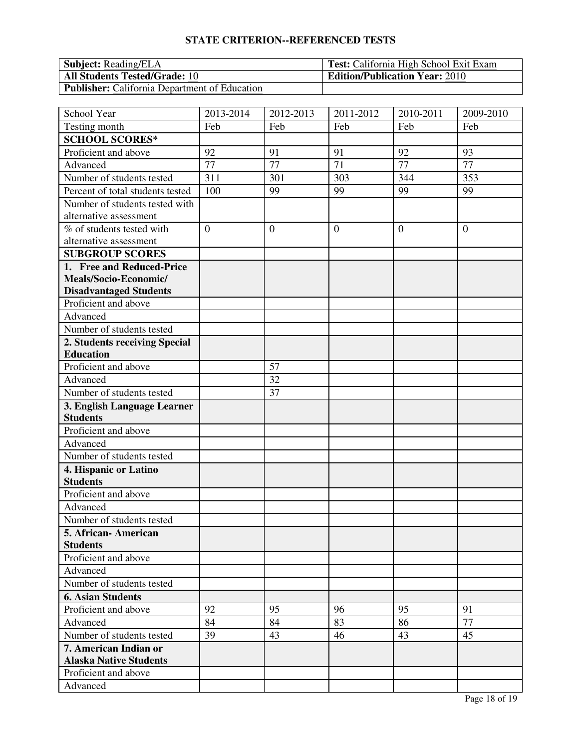## STATE CRITERION--REFERENCED TESTS

| **Subject:** Reading/ELA | **Test:** California High School Exit Exam |
|---|---|
| **All Students Tested/Grade:** 10 | **Edition/Publication Year:** 2010 |
| **Publisher:** California Department of Education | |

| School Year | 2013-2014 | 2012-2013 | 2011-2012 | 2010-2011 | 2009-2010 |
|---|---|---|---|---|---|
| Testing month | Feb | Feb | Feb | Feb | Feb |
| **SCHOOL SCORES*** | | | | | |
| Proficient and above | 92 | 91 | 91 | 92 | 93 |
| Advanced | 77 | 77 | 71 | 77 | 77 |
| Number of students tested | 311 | 301 | 303 | 344 | 353 |
| Percent of total students tested | 100 | 99 | 99 | 99 | 99 |
| Number of students tested with alternative assessment | | | | | |
| % of students tested with alternative assessment | 0 | 0 | 0 | 0 | 0 |
| **SUBGROUP SCORES** | | | | | |
| **1. Free and Reduced-Price Meals/Socio-Economic/ Disadvantaged Students** | | | | | |
| Proficient and above | | | | | |
| Advanced | | | | | |
| Number of students tested | | | | | |
| **2. Students receiving Special Education** | | | | | |
| Proficient and above | | 57 | | | |
| Advanced | | 32 | | | |
| Number of students tested | | 37 | | | |
| **3. English Language Learner Students** | | | | | |
| Proficient and above | | | | | |
| Advanced | | | | | |
| Number of students tested | | | | | |
| **4. Hispanic or Latino Students** | | | | | |
| Proficient and above | | | | | |
| Advanced | | | | | |
| Number of students tested | | | | | |
| **5. African- American Students** | | | | | |
| Proficient and above | | | | | |
| Advanced | | | | | |
| Number of students tested | | | | | |
| **6. Asian Students** | | | | | |
| Proficient and above | 92 | 95 | 96 | 95 | 91 |
| Advanced | 84 | 84 | 83 | 86 | 77 |
| Number of students tested | 39 | 43 | 46 | 43 | 45 |
| **7. American Indian or Alaska Native Students** | | | | | |
| Proficient and above | | | | | |
| Advanced | | | | | |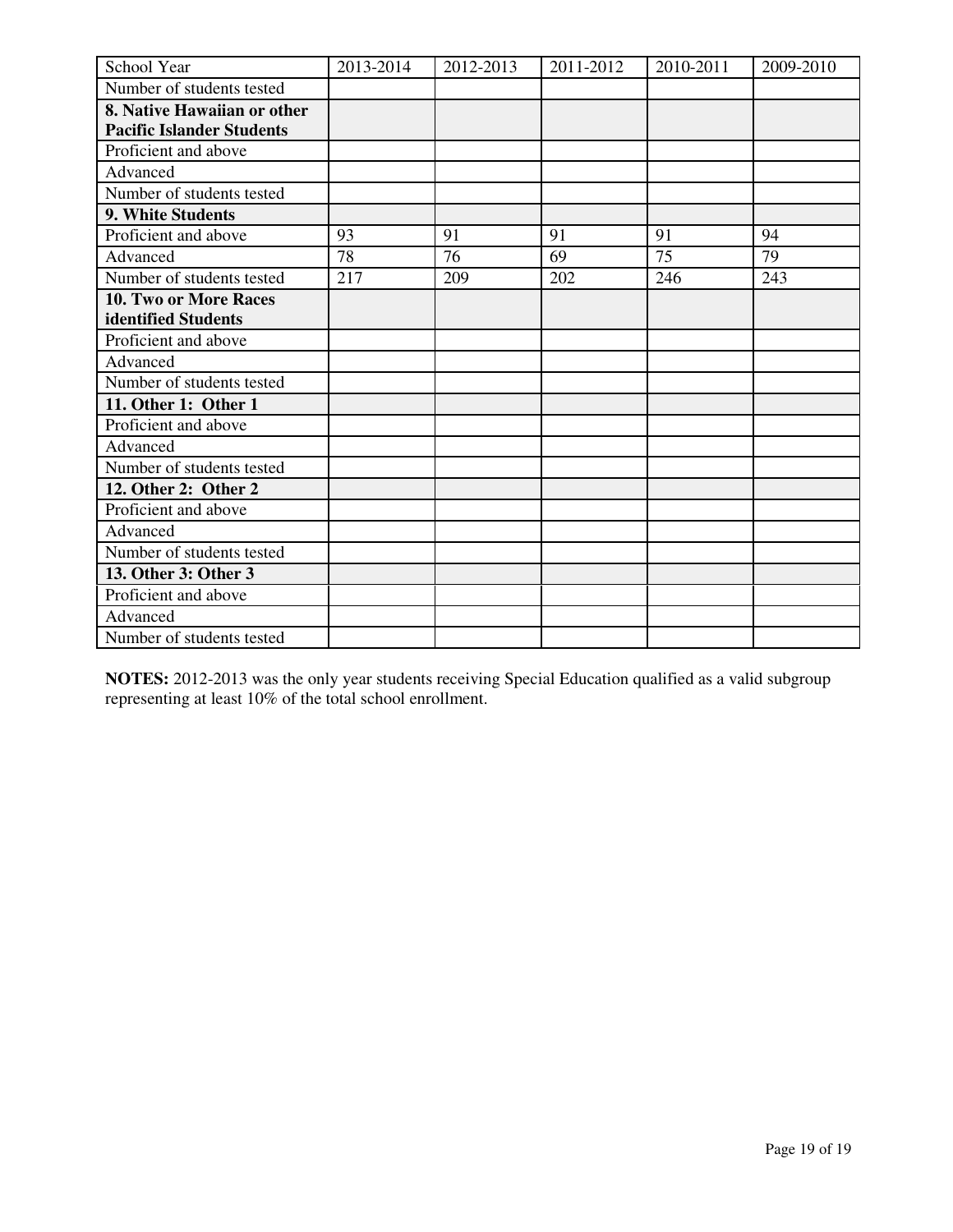| School Year | 2013-2014 | 2012-2013 | 2011-2012 | 2010-2011 | 2009-2010 |
| --- | --- | --- | --- | --- | --- |
| Number of students tested | | | | | |
| **8. Native Hawaiian or other Pacific Islander Students** | | | | | |
| Proficient and above | | | | | |
| Advanced | | | | | |
| Number of students tested | | | | | |
| **9. White Students** | | | | | |
| Proficient and above | 93 | 91 | 91 | 91 | 94 |
| Advanced | 78 | 76 | 69 | 75 | 79 |
| Number of students tested | 217 | 209 | 202 | 246 | 243 |
| **10. Two or More Races identified Students** | | | | | |
| Proficient and above | | | | | |
| Advanced | | | | | |
| Number of students tested | | | | | |
| **11. Other 1: Other 1** | | | | | |
| Proficient and above | | | | | |
| Advanced | | | | | |
| Number of students tested | | | | | |
| **12. Other 2: Other 2** | | | | | |
| Proficient and above | | | | | |
| Advanced | | | | | |
| Number of students tested | | | | | |
| **13. Other 3: Other 3** | | | | | |
| Proficient and above | | | | | |
| Advanced | | | | | |
| Number of students tested | | | | | |

**NOTES:** 2012-2013 was the only year students receiving Special Education qualified as a valid subgroup representing at least 10% of the total school enrollment.